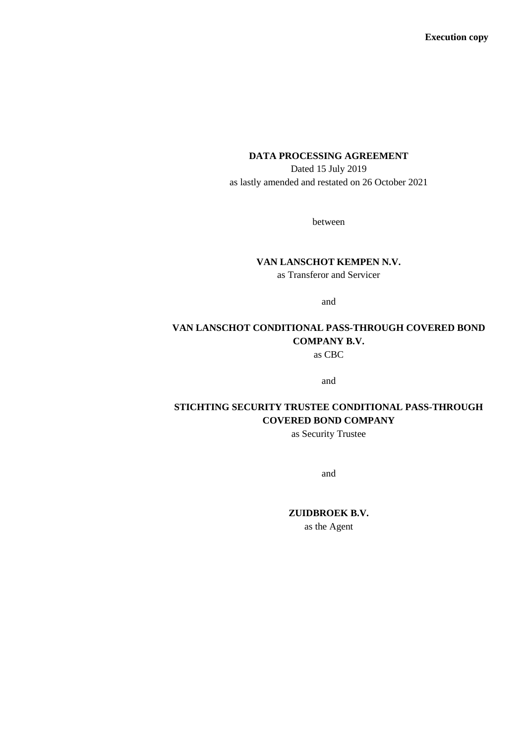**Execution copy**

**DATA PROCESSING AGREEMENT**

Dated 15 July 2019

as lastly amended and restated on 26 October 2021

between

**VAN LANSCHOT KEMPEN N.V.**

as Transferor and Servicer

and

**VAN LANSCHOT CONDITIONAL PASS-THROUGH COVERED BOND COMPANY B.V.**

as CBC

and

**STICHTING SECURITY TRUSTEE CONDITIONAL PASS-THROUGH COVERED BOND COMPANY**

as Security Trustee

and

**ZUIDBROEK B.V.**

as the Agent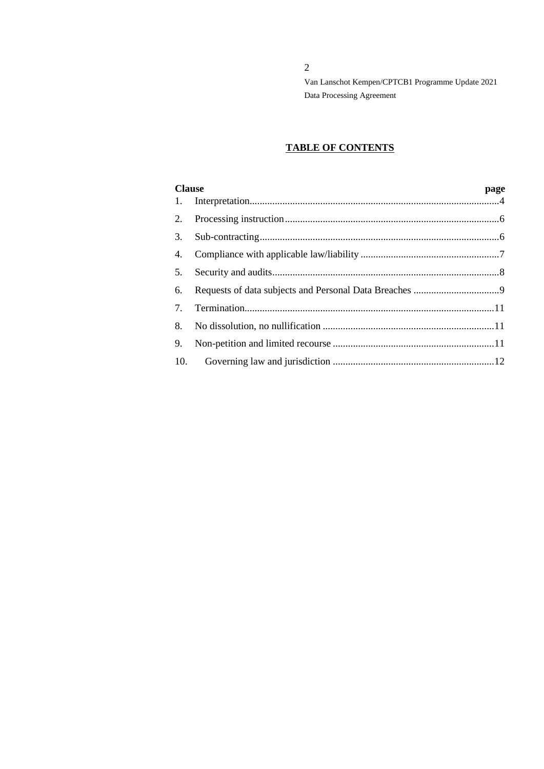## TABLE OF CONTENTS

| Clause | | page |
|---|---|---|
| 1. | Interpretation | 4 |
| 2. | Processing instruction | 6 |
| 3. | Sub-contracting | 6 |
| 4. | Compliance with applicable law/liability | 7 |
| 5. | Security and audits | 8 |
| 6. | Requests of data subjects and Personal Data Breaches | 9 |
| 7. | Termination | 11 |
| 8. | No dissolution, no nullification | 11 |
| 9. | Non-petition and limited recourse | 11 |
| 10. | Governing law and jurisdiction | 12 |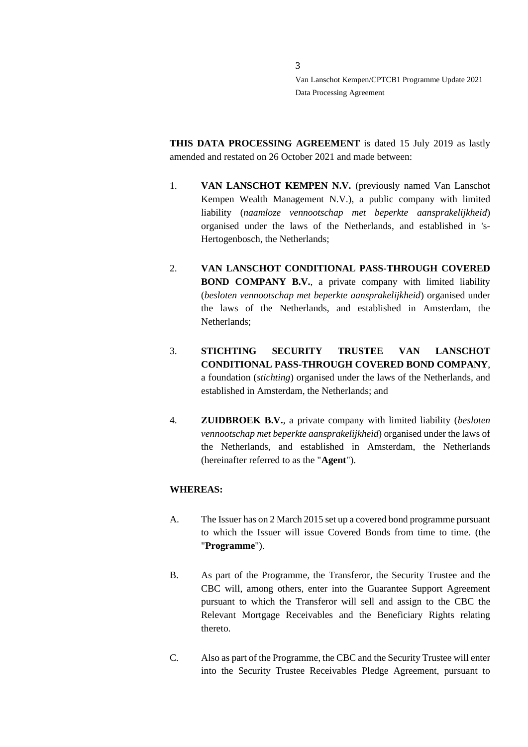**THIS DATA PROCESSING AGREEMENT** is dated 15 July 2019 as lastly amended and restated on 26 October 2021 and made between:

1. **VAN LANSCHOT KEMPEN N.V.** (previously named Van Lanschot Kempen Wealth Management N.V.), a public company with limited liability (*naamloze vennootschap met beperkte aansprakelijkheid*) organised under the laws of the Netherlands, and established in 's-Hertogenbosch, the Netherlands;

2. **VAN LANSCHOT CONDITIONAL PASS-THROUGH COVERED BOND COMPANY B.V.**, a private company with limited liability (*besloten vennootschap met beperkte aansprakelijkheid*) organised under the laws of the Netherlands, and established in Amsterdam, the Netherlands;

3. **STICHTING SECURITY TRUSTEE VAN LANSCHOT CONDITIONAL PASS-THROUGH COVERED BOND COMPANY**, a foundation (*stichting*) organised under the laws of the Netherlands, and established in Amsterdam, the Netherlands; and

4. **ZUIDBROEK B.V.**, a private company with limited liability (*besloten vennootschap met beperkte aansprakelijkheid*) organised under the laws of the Netherlands, and established in Amsterdam, the Netherlands (hereinafter referred to as the "**Agent**").

**WHEREAS:**

A. The Issuer has on 2 March 2015 set up a covered bond programme pursuant to which the Issuer will issue Covered Bonds from time to time. (the "**Programme**").

B. As part of the Programme, the Transferor, the Security Trustee and the CBC will, among others, enter into the Guarantee Support Agreement pursuant to which the Transferor will sell and assign to the CBC the Relevant Mortgage Receivables and the Beneficiary Rights relating thereto.

C. Also as part of the Programme, the CBC and the Security Trustee will enter into the Security Trustee Receivables Pledge Agreement, pursuant to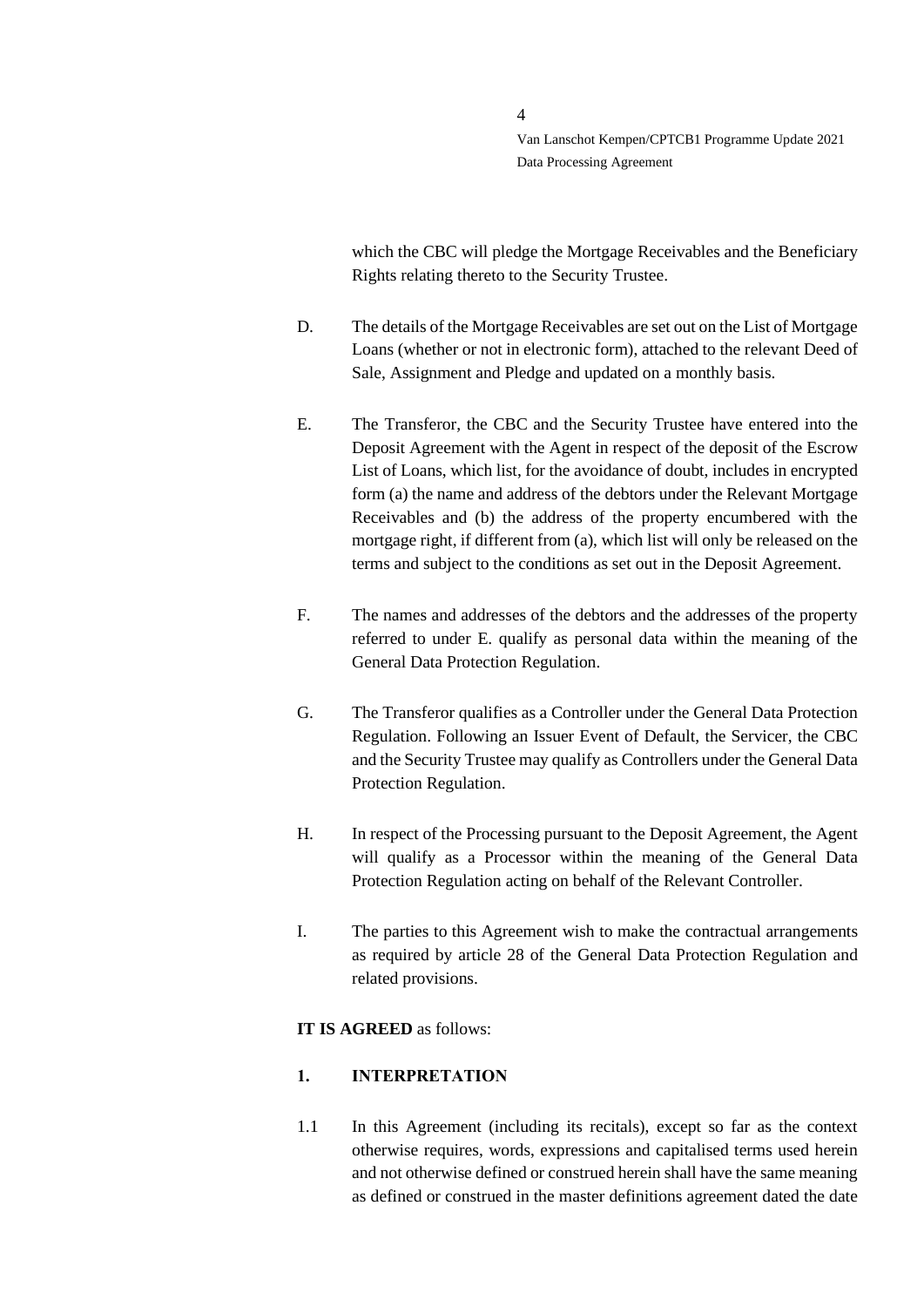which the CBC will pledge the Mortgage Receivables and the Beneficiary Rights relating thereto to the Security Trustee.

D. The details of the Mortgage Receivables are set out on the List of Mortgage Loans (whether or not in electronic form), attached to the relevant Deed of Sale, Assignment and Pledge and updated on a monthly basis.

E. The Transferor, the CBC and the Security Trustee have entered into the Deposit Agreement with the Agent in respect of the deposit of the Escrow List of Loans, which list, for the avoidance of doubt, includes in encrypted form (a) the name and address of the debtors under the Relevant Mortgage Receivables and (b) the address of the property encumbered with the mortgage right, if different from (a), which list will only be released on the terms and subject to the conditions as set out in the Deposit Agreement.

F. The names and addresses of the debtors and the addresses of the property referred to under E. qualify as personal data within the meaning of the General Data Protection Regulation.

G. The Transferor qualifies as a Controller under the General Data Protection Regulation. Following an Issuer Event of Default, the Servicer, the CBC and the Security Trustee may qualify as Controllers under the General Data Protection Regulation.

H. In respect of the Processing pursuant to the Deposit Agreement, the Agent will qualify as a Processor within the meaning of the General Data Protection Regulation acting on behalf of the Relevant Controller.

I. The parties to this Agreement wish to make the contractual arrangements as required by article 28 of the General Data Protection Regulation and related provisions.

**IT IS AGREED** as follows:

## 1. INTERPRETATION

1.1 In this Agreement (including its recitals), except so far as the context otherwise requires, words, expressions and capitalised terms used herein and not otherwise defined or construed herein shall have the same meaning as defined or construed in the master definitions agreement dated the date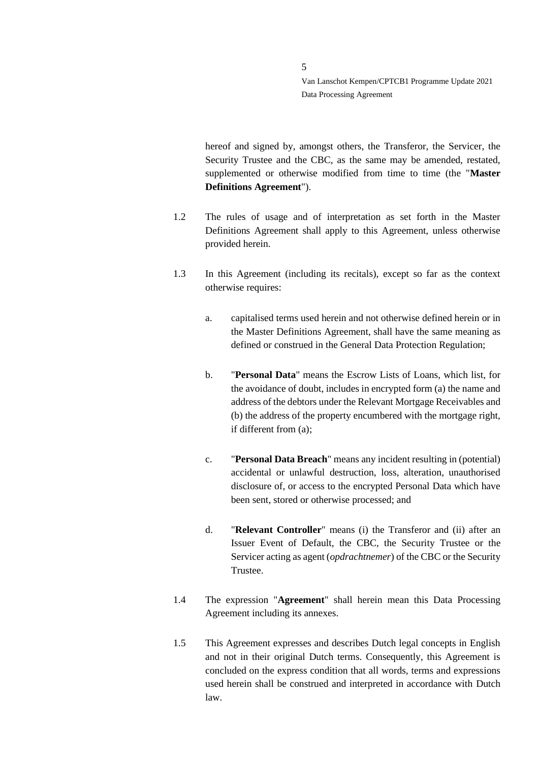hereof and signed by, amongst others, the Transferor, the Servicer, the Security Trustee and the CBC, as the same may be amended, restated, supplemented or otherwise modified from time to time (the "**Master Definitions Agreement**").

1.2 The rules of usage and of interpretation as set forth in the Master Definitions Agreement shall apply to this Agreement, unless otherwise provided herein.

1.3 In this Agreement (including its recitals), except so far as the context otherwise requires:

a. capitalised terms used herein and not otherwise defined herein or in the Master Definitions Agreement, shall have the same meaning as defined or construed in the General Data Protection Regulation;

b. "**Personal Data**" means the Escrow Lists of Loans, which list, for the avoidance of doubt, includes in encrypted form (a) the name and address of the debtors under the Relevant Mortgage Receivables and (b) the address of the property encumbered with the mortgage right, if different from (a);

c. "**Personal Data Breach**" means any incident resulting in (potential) accidental or unlawful destruction, loss, alteration, unauthorised disclosure of, or access to the encrypted Personal Data which have been sent, stored or otherwise processed; and

d. "**Relevant Controller**" means (i) the Transferor and (ii) after an Issuer Event of Default, the CBC, the Security Trustee or the Servicer acting as agent (*opdrachtnemer*) of the CBC or the Security Trustee.

1.4 The expression "**Agreement**" shall herein mean this Data Processing Agreement including its annexes.

1.5 This Agreement expresses and describes Dutch legal concepts in English and not in their original Dutch terms. Consequently, this Agreement is concluded on the express condition that all words, terms and expressions used herein shall be construed and interpreted in accordance with Dutch law.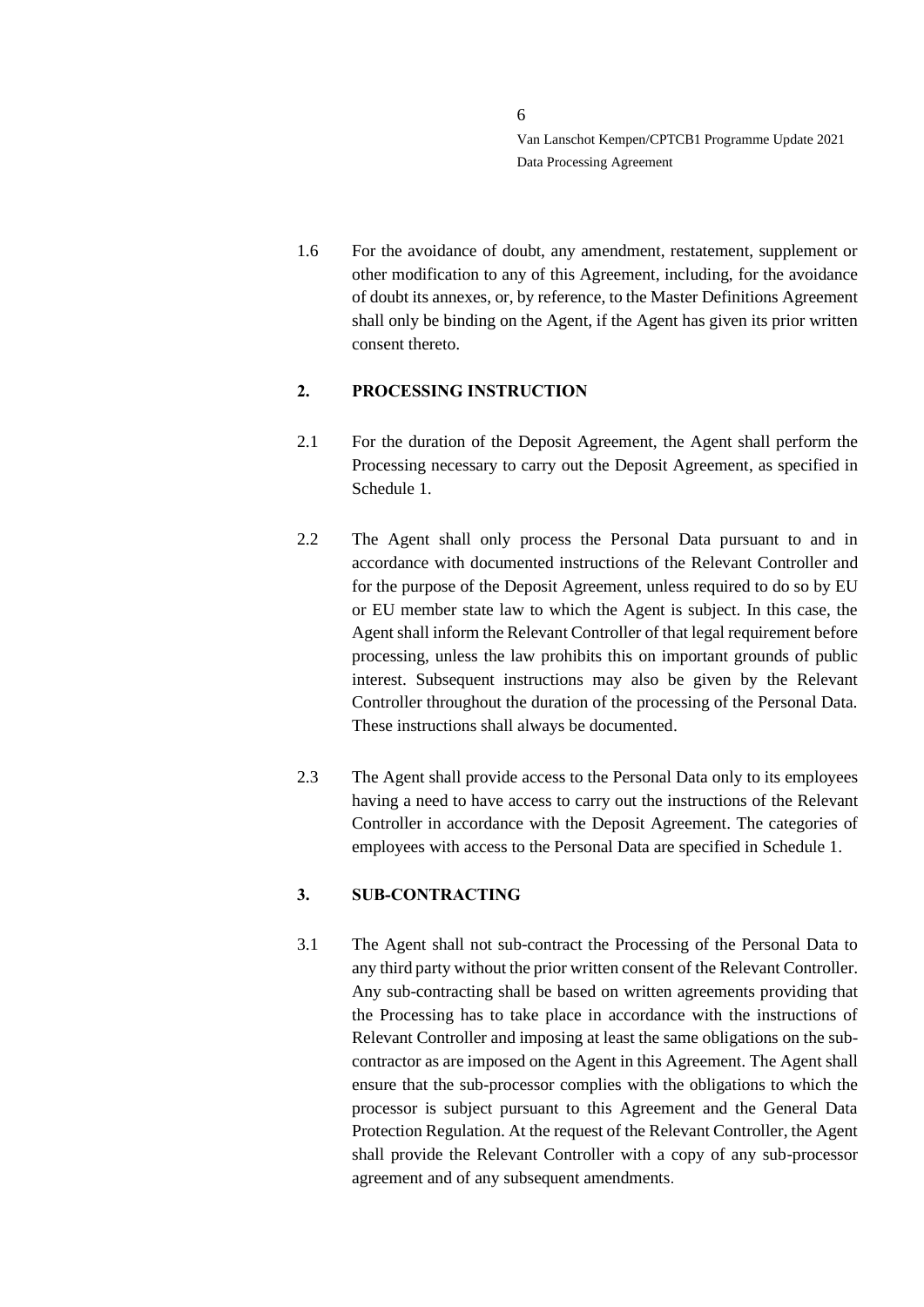1.6 For the avoidance of doubt, any amendment, restatement, supplement or other modification to any of this Agreement, including, for the avoidance of doubt its annexes, or, by reference, to the Master Definitions Agreement shall only be binding on the Agent, if the Agent has given its prior written consent thereto.

## 2. PROCESSING INSTRUCTION

2.1 For the duration of the Deposit Agreement, the Agent shall perform the Processing necessary to carry out the Deposit Agreement, as specified in Schedule 1.

2.2 The Agent shall only process the Personal Data pursuant to and in accordance with documented instructions of the Relevant Controller and for the purpose of the Deposit Agreement, unless required to do so by EU or EU member state law to which the Agent is subject. In this case, the Agent shall inform the Relevant Controller of that legal requirement before processing, unless the law prohibits this on important grounds of public interest. Subsequent instructions may also be given by the Relevant Controller throughout the duration of the processing of the Personal Data. These instructions shall always be documented.

2.3 The Agent shall provide access to the Personal Data only to its employees having a need to have access to carry out the instructions of the Relevant Controller in accordance with the Deposit Agreement. The categories of employees with access to the Personal Data are specified in Schedule 1.

## 3. SUB-CONTRACTING

3.1 The Agent shall not sub-contract the Processing of the Personal Data to any third party without the prior written consent of the Relevant Controller. Any sub-contracting shall be based on written agreements providing that the Processing has to take place in accordance with the instructions of Relevant Controller and imposing at least the same obligations on the sub-contractor as are imposed on the Agent in this Agreement. The Agent shall ensure that the sub-processor complies with the obligations to which the processor is subject pursuant to this Agreement and the General Data Protection Regulation. At the request of the Relevant Controller, the Agent shall provide the Relevant Controller with a copy of any sub-processor agreement and of any subsequent amendments.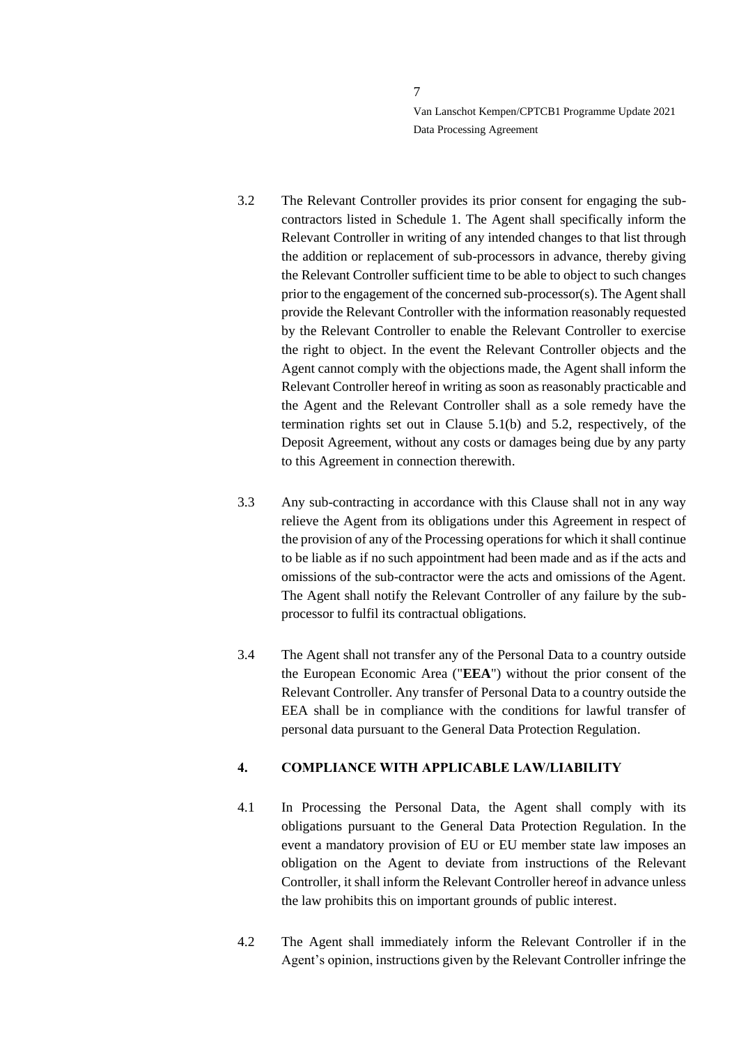3.2 The Relevant Controller provides its prior consent for engaging the sub-contractors listed in Schedule 1. The Agent shall specifically inform the Relevant Controller in writing of any intended changes to that list through the addition or replacement of sub-processors in advance, thereby giving the Relevant Controller sufficient time to be able to object to such changes prior to the engagement of the concerned sub-processor(s). The Agent shall provide the Relevant Controller with the information reasonably requested by the Relevant Controller to enable the Relevant Controller to exercise the right to object. In the event the Relevant Controller objects and the Agent cannot comply with the objections made, the Agent shall inform the Relevant Controller hereof in writing as soon as reasonably practicable and the Agent and the Relevant Controller shall as a sole remedy have the termination rights set out in Clause 5.1(b) and 5.2, respectively, of the Deposit Agreement, without any costs or damages being due by any party to this Agreement in connection therewith.

3.3 Any sub-contracting in accordance with this Clause shall not in any way relieve the Agent from its obligations under this Agreement in respect of the provision of any of the Processing operations for which it shall continue to be liable as if no such appointment had been made and as if the acts and omissions of the sub-contractor were the acts and omissions of the Agent. The Agent shall notify the Relevant Controller of any failure by the sub-processor to fulfil its contractual obligations.

3.4 The Agent shall not transfer any of the Personal Data to a country outside the European Economic Area ("**EEA**") without the prior consent of the Relevant Controller. Any transfer of Personal Data to a country outside the EEA shall be in compliance with the conditions for lawful transfer of personal data pursuant to the General Data Protection Regulation.

## 4. COMPLIANCE WITH APPLICABLE LAW/LIABILITY

4.1 In Processing the Personal Data, the Agent shall comply with its obligations pursuant to the General Data Protection Regulation. In the event a mandatory provision of EU or EU member state law imposes an obligation on the Agent to deviate from instructions of the Relevant Controller, it shall inform the Relevant Controller hereof in advance unless the law prohibits this on important grounds of public interest.

4.2 The Agent shall immediately inform the Relevant Controller if in the Agent's opinion, instructions given by the Relevant Controller infringe the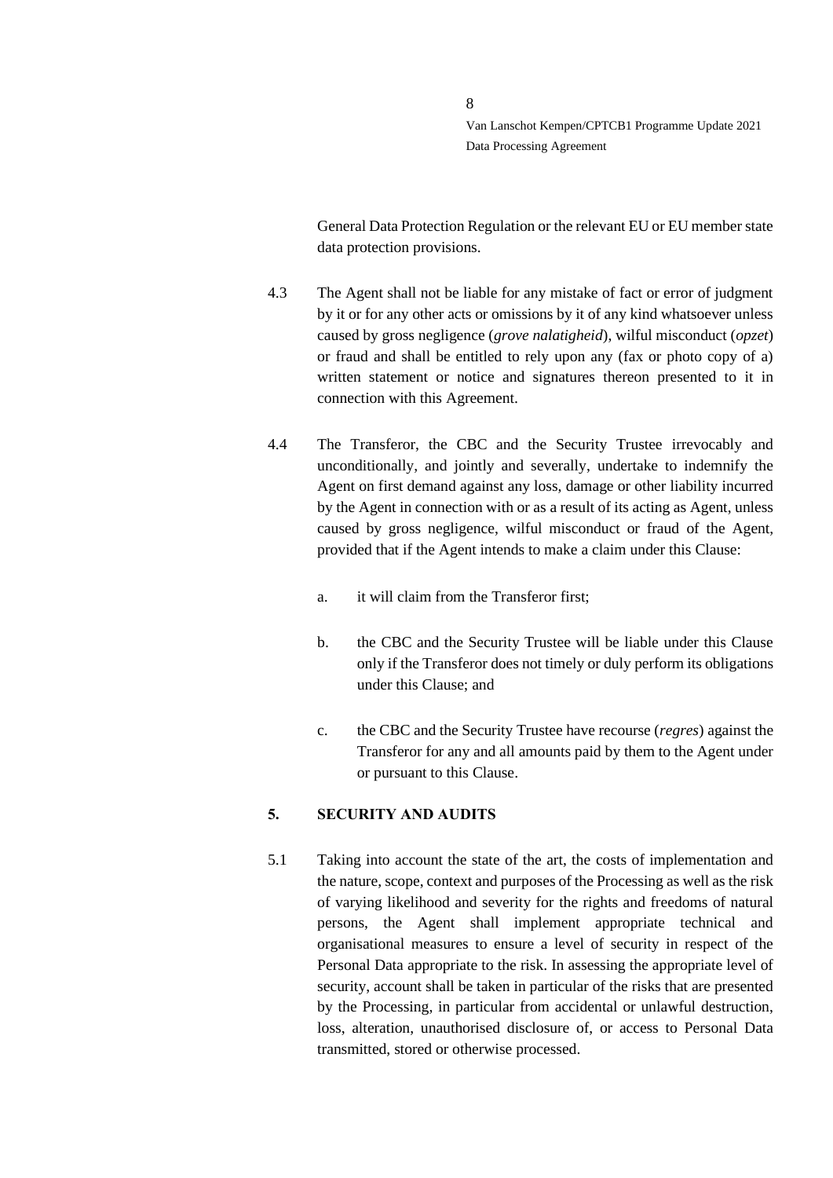General Data Protection Regulation or the relevant EU or EU member state data protection provisions.

4.3 The Agent shall not be liable for any mistake of fact or error of judgment by it or for any other acts or omissions by it of any kind whatsoever unless caused by gross negligence (*grove nalatigheid*), wilful misconduct (*opzet*) or fraud and shall be entitled to rely upon any (fax or photo copy of a) written statement or notice and signatures thereon presented to it in connection with this Agreement.

4.4 The Transferor, the CBC and the Security Trustee irrevocably and unconditionally, and jointly and severally, undertake to indemnify the Agent on first demand against any loss, damage or other liability incurred by the Agent in connection with or as a result of its acting as Agent, unless caused by gross negligence, wilful misconduct or fraud of the Agent, provided that if the Agent intends to make a claim under this Clause:

a. it will claim from the Transferor first;

b. the CBC and the Security Trustee will be liable under this Clause only if the Transferor does not timely or duly perform its obligations under this Clause; and

c. the CBC and the Security Trustee have recourse (*regres*) against the Transferor for any and all amounts paid by them to the Agent under or pursuant to this Clause.

## 5. SECURITY AND AUDITS

5.1 Taking into account the state of the art, the costs of implementation and the nature, scope, context and purposes of the Processing as well as the risk of varying likelihood and severity for the rights and freedoms of natural persons, the Agent shall implement appropriate technical and organisational measures to ensure a level of security in respect of the Personal Data appropriate to the risk. In assessing the appropriate level of security, account shall be taken in particular of the risks that are presented by the Processing, in particular from accidental or unlawful destruction, loss, alteration, unauthorised disclosure of, or access to Personal Data transmitted, stored or otherwise processed.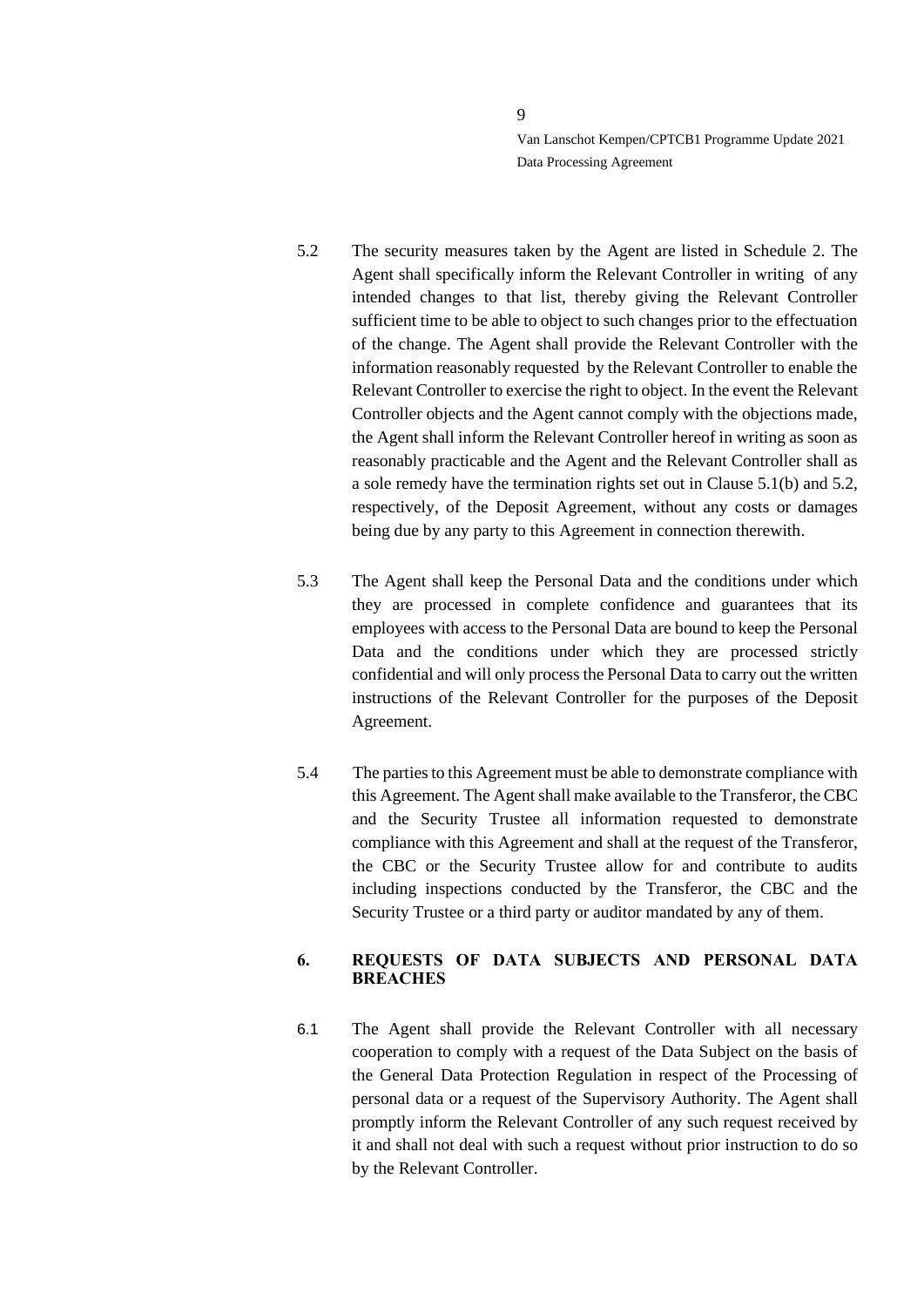5.2 The security measures taken by the Agent are listed in Schedule 2. The Agent shall specifically inform the Relevant Controller in writing of any intended changes to that list, thereby giving the Relevant Controller sufficient time to be able to object to such changes prior to the effectuation of the change. The Agent shall provide the Relevant Controller with the information reasonably requested by the Relevant Controller to enable the Relevant Controller to exercise the right to object. In the event the Relevant Controller objects and the Agent cannot comply with the objections made, the Agent shall inform the Relevant Controller hereof in writing as soon as reasonably practicable and the Agent and the Relevant Controller shall as a sole remedy have the termination rights set out in Clause 5.1(b) and 5.2, respectively, of the Deposit Agreement, without any costs or damages being due by any party to this Agreement in connection therewith.

5.3 The Agent shall keep the Personal Data and the conditions under which they are processed in complete confidence and guarantees that its employees with access to the Personal Data are bound to keep the Personal Data and the conditions under which they are processed strictly confidential and will only process the Personal Data to carry out the written instructions of the Relevant Controller for the purposes of the Deposit Agreement.

5.4 The parties to this Agreement must be able to demonstrate compliance with this Agreement. The Agent shall make available to the Transferor, the CBC and the Security Trustee all information requested to demonstrate compliance with this Agreement and shall at the request of the Transferor, the CBC or the Security Trustee allow for and contribute to audits including inspections conducted by the Transferor, the CBC and the Security Trustee or a third party or auditor mandated by any of them.

## 6. REQUESTS OF DATA SUBJECTS AND PERSONAL DATA BREACHES

6.1 The Agent shall provide the Relevant Controller with all necessary cooperation to comply with a request of the Data Subject on the basis of the General Data Protection Regulation in respect of the Processing of personal data or a request of the Supervisory Authority. The Agent shall promptly inform the Relevant Controller of any such request received by it and shall not deal with such a request without prior instruction to do so by the Relevant Controller.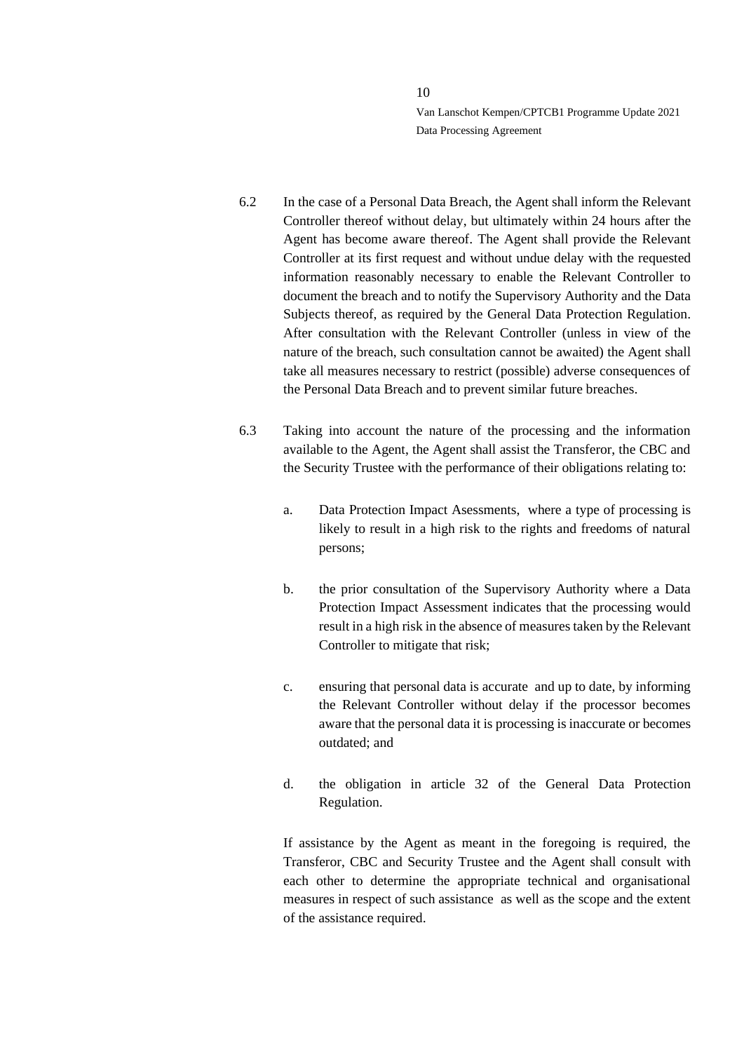6.2 In the case of a Personal Data Breach, the Agent shall inform the Relevant Controller thereof without delay, but ultimately within 24 hours after the Agent has become aware thereof. The Agent shall provide the Relevant Controller at its first request and without undue delay with the requested information reasonably necessary to enable the Relevant Controller to document the breach and to notify the Supervisory Authority and the Data Subjects thereof, as required by the General Data Protection Regulation. After consultation with the Relevant Controller (unless in view of the nature of the breach, such consultation cannot be awaited) the Agent shall take all measures necessary to restrict (possible) adverse consequences of the Personal Data Breach and to prevent similar future breaches.

6.3 Taking into account the nature of the processing and the information available to the Agent, the Agent shall assist the Transferor, the CBC and the Security Trustee with the performance of their obligations relating to:

a. Data Protection Impact Asessments, where a type of processing is likely to result in a high risk to the rights and freedoms of natural persons;

b. the prior consultation of the Supervisory Authority where a Data Protection Impact Assessment indicates that the processing would result in a high risk in the absence of measures taken by the Relevant Controller to mitigate that risk;

c. ensuring that personal data is accurate and up to date, by informing the Relevant Controller without delay if the processor becomes aware that the personal data it is processing is inaccurate or becomes outdated; and

d. the obligation in article 32 of the General Data Protection Regulation.

If assistance by the Agent as meant in the foregoing is required, the Transferor, CBC and Security Trustee and the Agent shall consult with each other to determine the appropriate technical and organisational measures in respect of such assistance as well as the scope and the extent of the assistance required.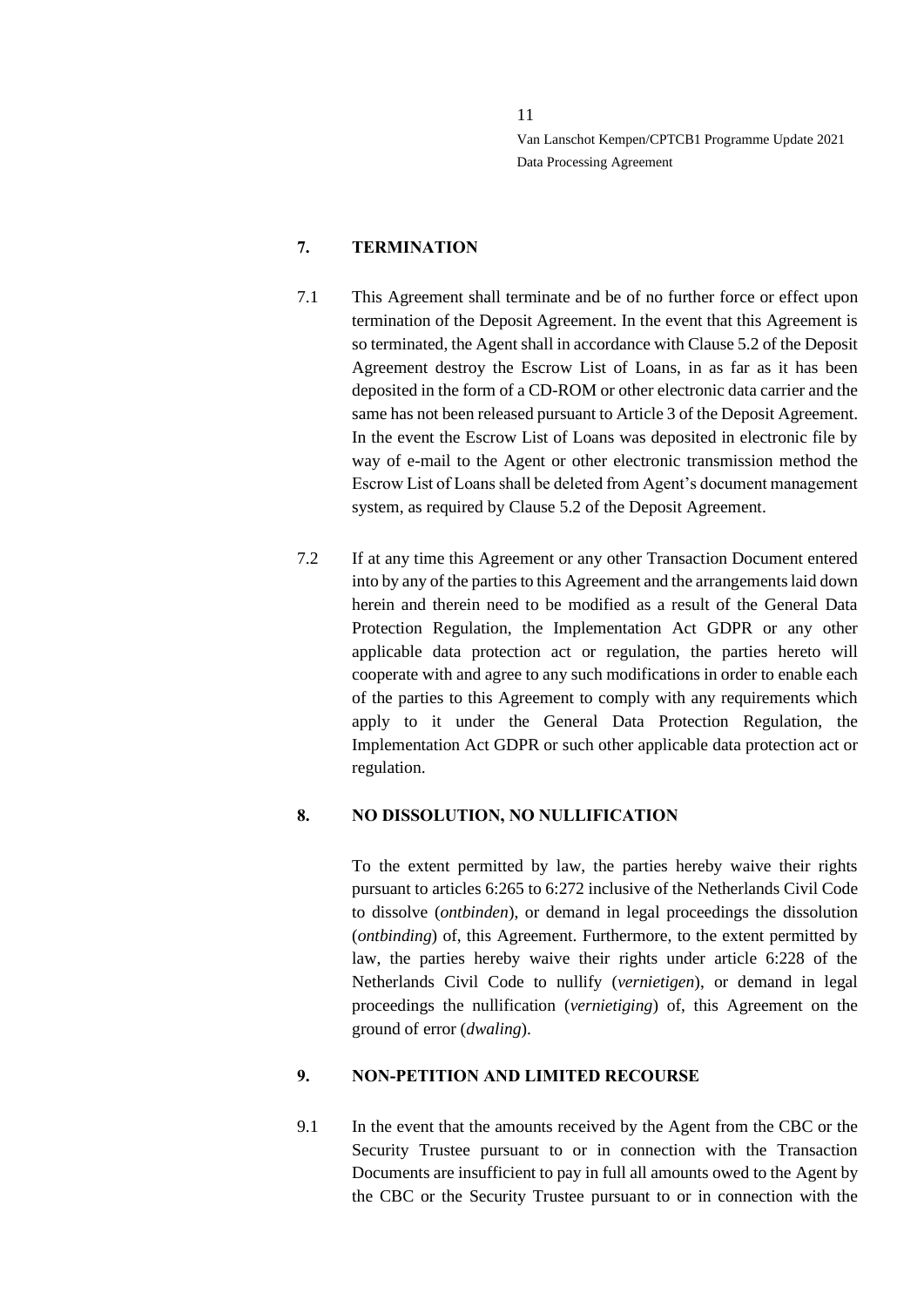## 7. TERMINATION

7.1 This Agreement shall terminate and be of no further force or effect upon termination of the Deposit Agreement. In the event that this Agreement is so terminated, the Agent shall in accordance with Clause 5.2 of the Deposit Agreement destroy the Escrow List of Loans, in as far as it has been deposited in the form of a CD-ROM or other electronic data carrier and the same has not been released pursuant to Article 3 of the Deposit Agreement. In the event the Escrow List of Loans was deposited in electronic file by way of e-mail to the Agent or other electronic transmission method the Escrow List of Loans shall be deleted from Agent's document management system, as required by Clause 5.2 of the Deposit Agreement.

7.2 If at any time this Agreement or any other Transaction Document entered into by any of the parties to this Agreement and the arrangements laid down herein and therein need to be modified as a result of the General Data Protection Regulation, the Implementation Act GDPR or any other applicable data protection act or regulation, the parties hereto will cooperate with and agree to any such modifications in order to enable each of the parties to this Agreement to comply with any requirements which apply to it under the General Data Protection Regulation, the Implementation Act GDPR or such other applicable data protection act or regulation.

## 8. NO DISSOLUTION, NO NULLIFICATION

To the extent permitted by law, the parties hereby waive their rights pursuant to articles 6:265 to 6:272 inclusive of the Netherlands Civil Code to dissolve (*ontbinden*), or demand in legal proceedings the dissolution (*ontbinding*) of, this Agreement. Furthermore, to the extent permitted by law, the parties hereby waive their rights under article 6:228 of the Netherlands Civil Code to nullify (*vernietigen*), or demand in legal proceedings the nullification (*vernietiging*) of, this Agreement on the ground of error (*dwaling*).

## 9. NON-PETITION AND LIMITED RECOURSE

9.1 In the event that the amounts received by the Agent from the CBC or the Security Trustee pursuant to or in connection with the Transaction Documents are insufficient to pay in full all amounts owed to the Agent by the CBC or the Security Trustee pursuant to or in connection with the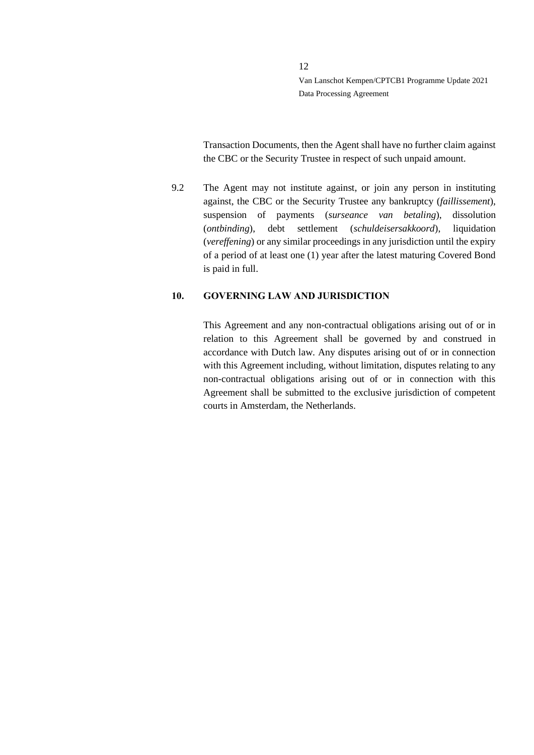Transaction Documents, then the Agent shall have no further claim against the CBC or the Security Trustee in respect of such unpaid amount.

9.2 The Agent may not institute against, or join any person in instituting against, the CBC or the Security Trustee any bankruptcy (*faillissement*), suspension of payments (*surseance van betaling*), dissolution (*ontbinding*), debt settlement (*schuldeisersakkoord*), liquidation (*vereffening*) or any similar proceedings in any jurisdiction until the expiry of a period of at least one (1) year after the latest maturing Covered Bond is paid in full.

## 10. GOVERNING LAW AND JURISDICTION

This Agreement and any non-contractual obligations arising out of or in relation to this Agreement shall be governed by and construed in accordance with Dutch law. Any disputes arising out of or in connection with this Agreement including, without limitation, disputes relating to any non-contractual obligations arising out of or in connection with this Agreement shall be submitted to the exclusive jurisdiction of competent courts in Amsterdam, the Netherlands.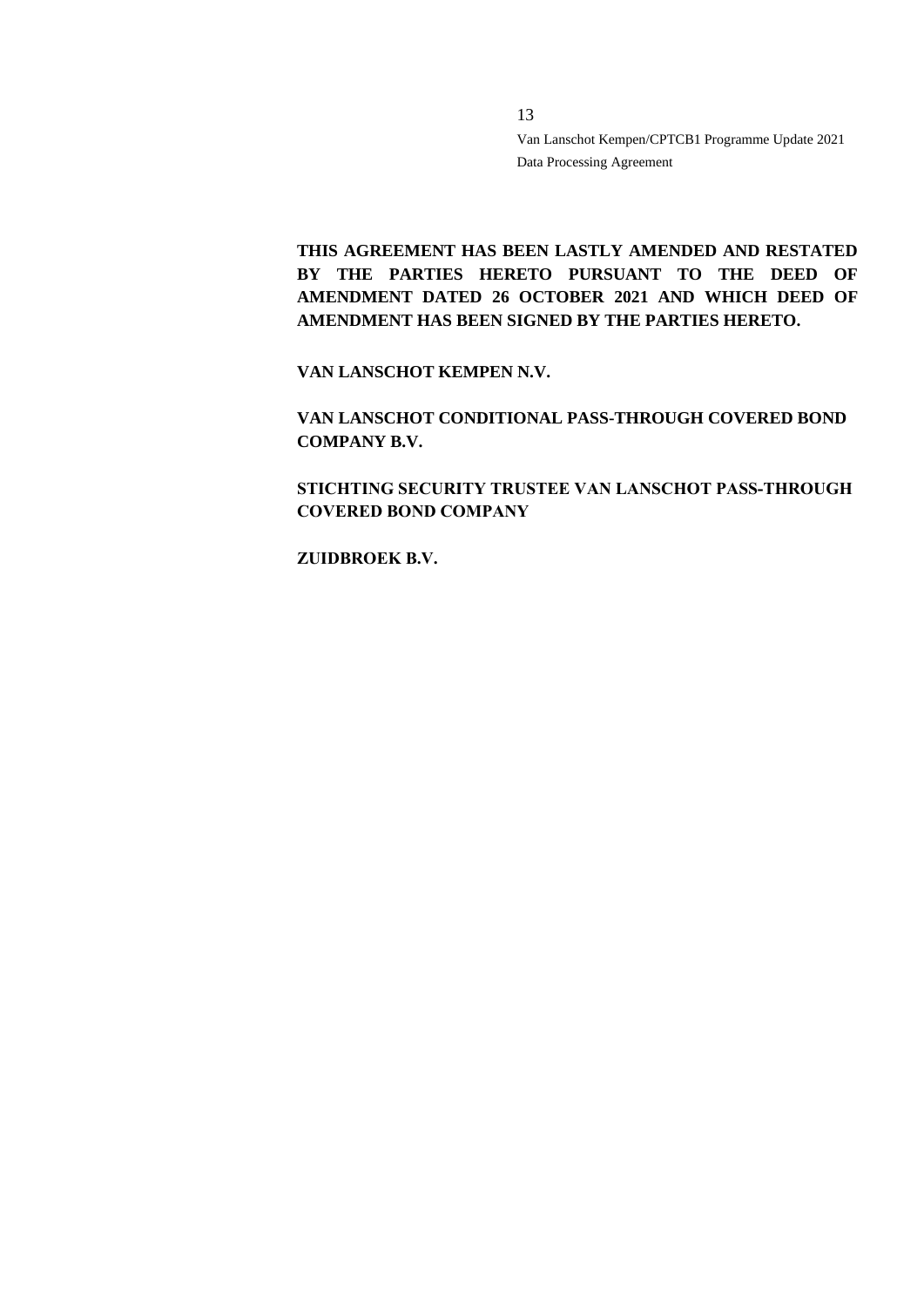**THIS AGREEMENT HAS BEEN LASTLY AMENDED AND RESTATED BY THE PARTIES HERETO PURSUANT TO THE DEED OF AMENDMENT DATED 26 OCTOBER 2021 AND WHICH DEED OF AMENDMENT HAS BEEN SIGNED BY THE PARTIES HERETO.**

**VAN LANSCHOT KEMPEN N.V.**

**VAN LANSCHOT CONDITIONAL PASS-THROUGH COVERED BOND COMPANY B.V.**

**STICHTING SECURITY TRUSTEE VAN LANSCHOT PASS-THROUGH COVERED BOND COMPANY**

**ZUIDBROEK B.V.**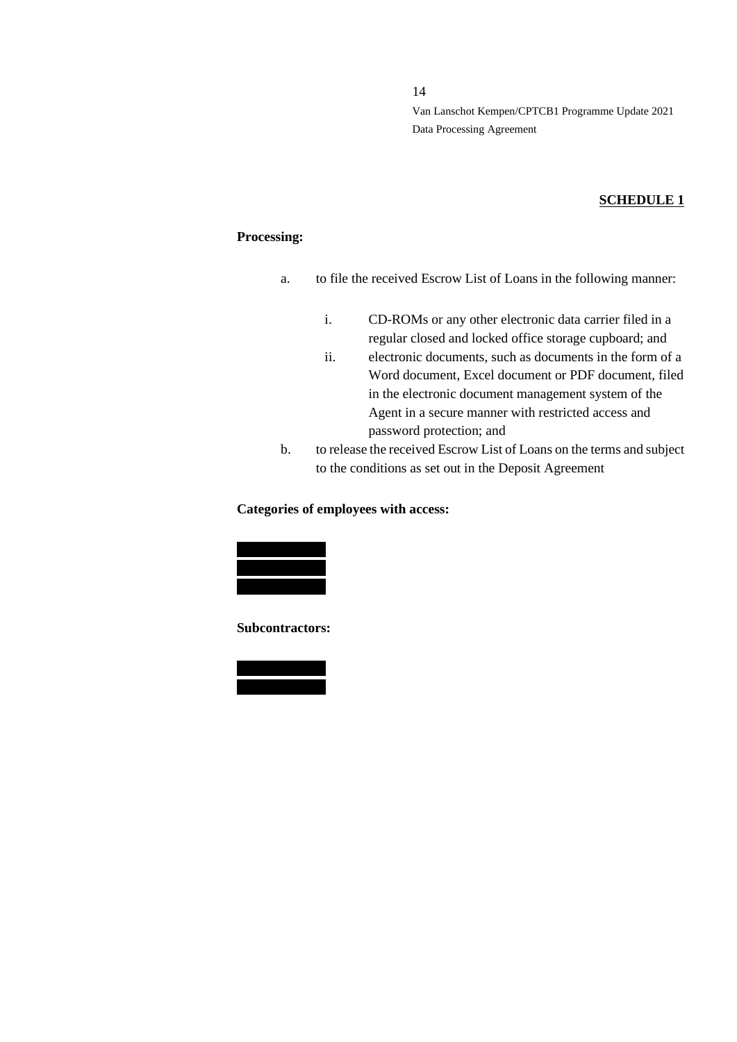**SCHEDULE 1**

**Processing:**

a. to file the received Escrow List of Loans in the following manner:

   i. CD-ROMs or any other electronic data carrier filed in a regular closed and locked office storage cupboard; and
   
   ii. electronic documents, such as documents in the form of a Word document, Excel document or PDF document, filed in the electronic document management system of the Agent in a secure manner with restricted access and password protection; and

b. to release the received Escrow List of Loans on the terms and subject to the conditions as set out in the Deposit Agreement

**Categories of employees with access:**

**Subcontractors:**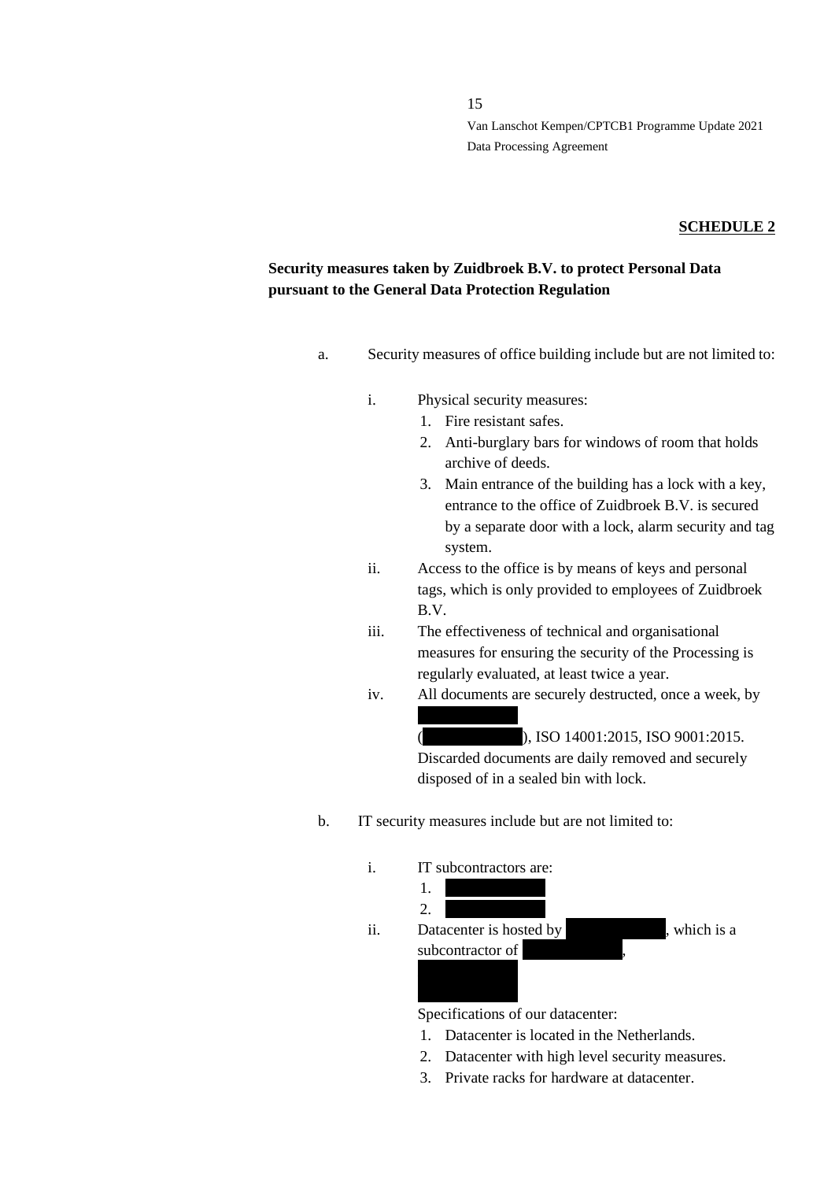**SCHEDULE 2**

**Security measures taken by Zuidbroek B.V. to protect Personal Data pursuant to the General Data Protection Regulation**

a. Security measures of office building include but are not limited to:

   i. Physical security measures:
      1. Fire resistant safes.
      2. Anti-burglary bars for windows of room that holds archive of deeds.
      3. Main entrance of the building has a lock with a key, entrance to the office of Zuidbroek B.V. is secured by a separate door with a lock, alarm security and tag system.

   ii. Access to the office is by means of keys and personal tags, which is only provided to employees of Zuidbroek B.V.

   iii. The effectiveness of technical and organisational measures for ensuring the security of the Processing is regularly evaluated, at least twice a year.

   iv. All documents are securely destructed, once a week, by [REDACTED] ([REDACTED]), ISO 14001:2015, ISO 9001:2015. Discarded documents are daily removed and securely disposed of in a sealed bin with lock.

b. IT security measures include but are not limited to:

   i. IT subcontractors are:
      1. [REDACTED]
      2. [REDACTED]

   ii. Datacenter is hosted by [REDACTED], which is a subcontractor of [REDACTED], [REDACTED]

   Specifications of our datacenter:
      1. Datacenter is located in the Netherlands.
      2. Datacenter with high level security measures.
      3. Private racks for hardware at datacenter.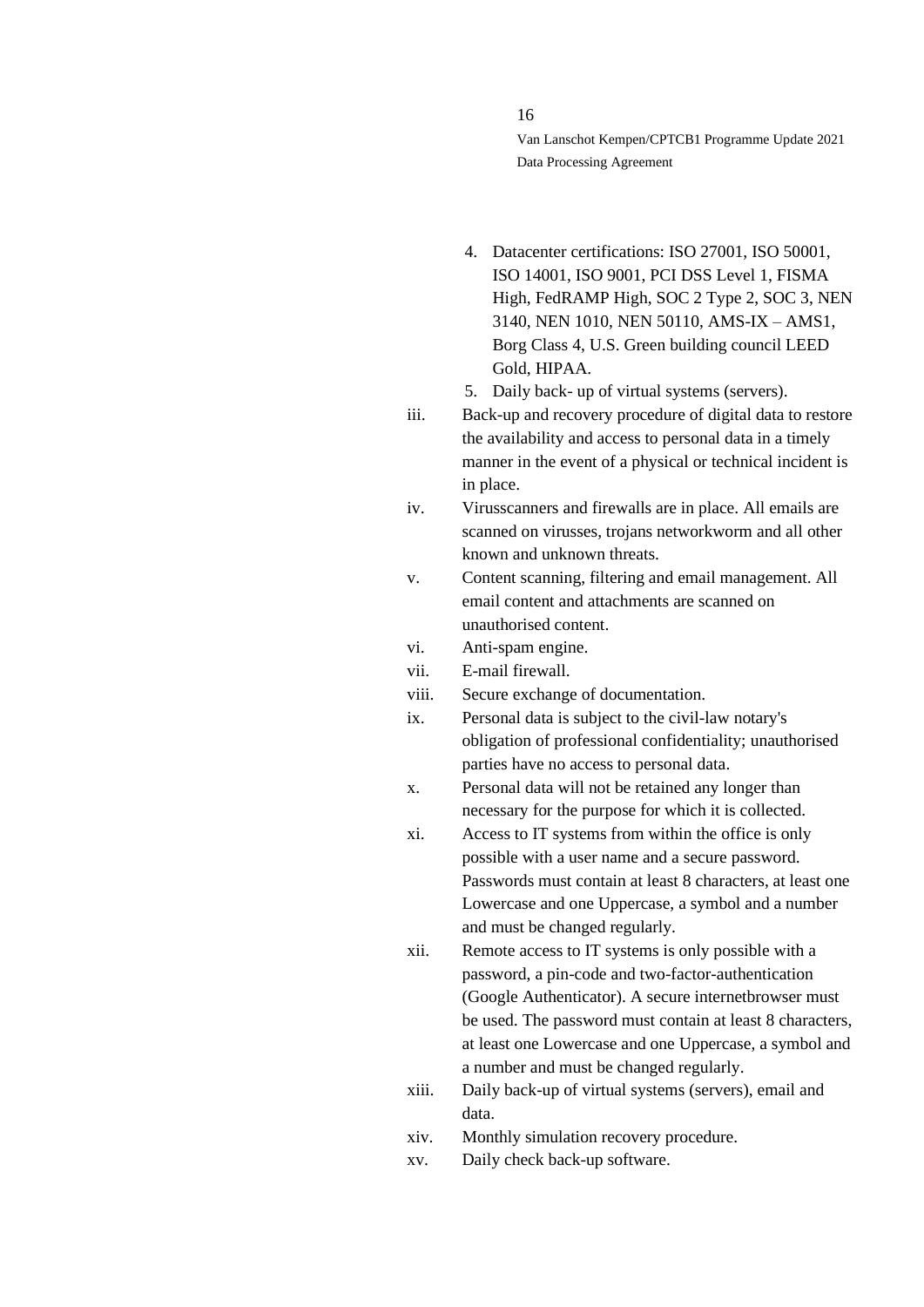4. Datacenter certifications: ISO 27001, ISO 50001, ISO 14001, ISO 9001, PCI DSS Level 1, FISMA High, FedRAMP High, SOC 2 Type 2, SOC 3, NEN 3140, NEN 1010, NEN 50110, AMS-IX – AMS1, Borg Class 4, U.S. Green building council LEED Gold, HIPAA.
5. Daily back- up of virtual systems (servers).

iii. Back-up and recovery procedure of digital data to restore the availability and access to personal data in a timely manner in the event of a physical or technical incident is in place.

iv. Virusscanners and firewalls are in place. All emails are scanned on virusses, trojans networkworm and all other known and unknown threats.

v. Content scanning, filtering and email management. All email content and attachments are scanned on unauthorised content.

vi. Anti-spam engine.

vii. E-mail firewall.

viii. Secure exchange of documentation.

ix. Personal data is subject to the civil-law notary's obligation of professional confidentiality; unauthorised parties have no access to personal data.

x. Personal data will not be retained any longer than necessary for the purpose for which it is collected.

xi. Access to IT systems from within the office is only possible with a user name and a secure password. Passwords must contain at least 8 characters, at least one Lowercase and one Uppercase, a symbol and a number and must be changed regularly.

xii. Remote access to IT systems is only possible with a password, a pin-code and two-factor-authentication (Google Authenticator). A secure internetbrowser must be used. The password must contain at least 8 characters, at least one Lowercase and one Uppercase, a symbol and a number and must be changed regularly.

xiii. Daily back-up of virtual systems (servers), email and data.

xiv. Monthly simulation recovery procedure.

xv. Daily check back-up software.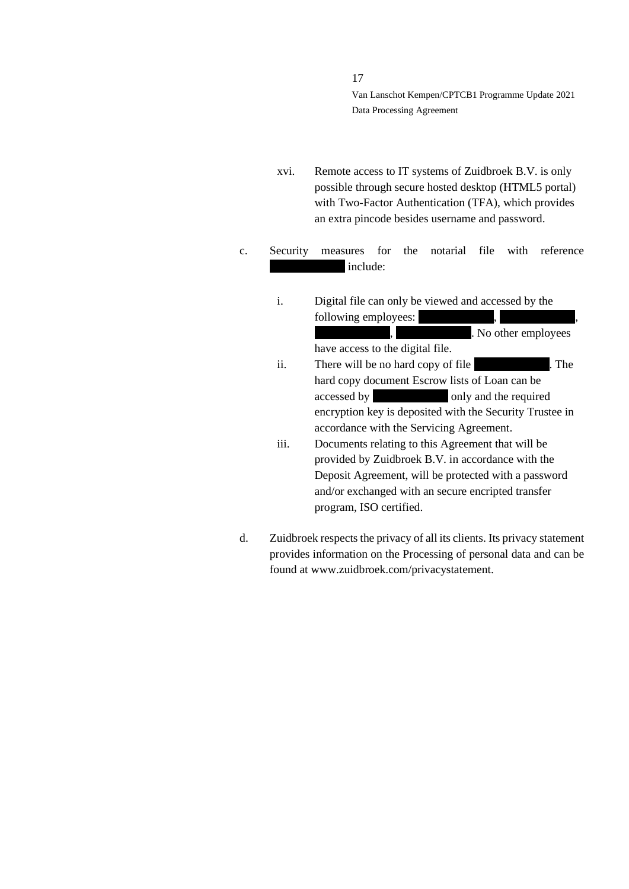xvi. Remote access to IT systems of Zuidbroek B.V. is only possible through secure hosted desktop (HTML5 portal) with Two-Factor Authentication (TFA), which provides an extra pincode besides username and password.

c. Security measures for the notarial file with reference [REDACTED] include:

i. Digital file can only be viewed and accessed by the following employees: [REDACTED], [REDACTED], [REDACTED], [REDACTED]. No other employees have access to the digital file.

ii. There will be no hard copy of file [REDACTED]. The hard copy document Escrow lists of Loan can be accessed by [REDACTED] only and the required encryption key is deposited with the Security Trustee in accordance with the Servicing Agreement.

iii. Documents relating to this Agreement that will be provided by Zuidbroek B.V. in accordance with the Deposit Agreement, will be protected with a password and/or exchanged with an secure encripted transfer program, ISO certified.

d. Zuidbroek respects the privacy of all its clients. Its privacy statement provides information on the Processing of personal data and can be found at www.zuidbroek.com/privacystatement.